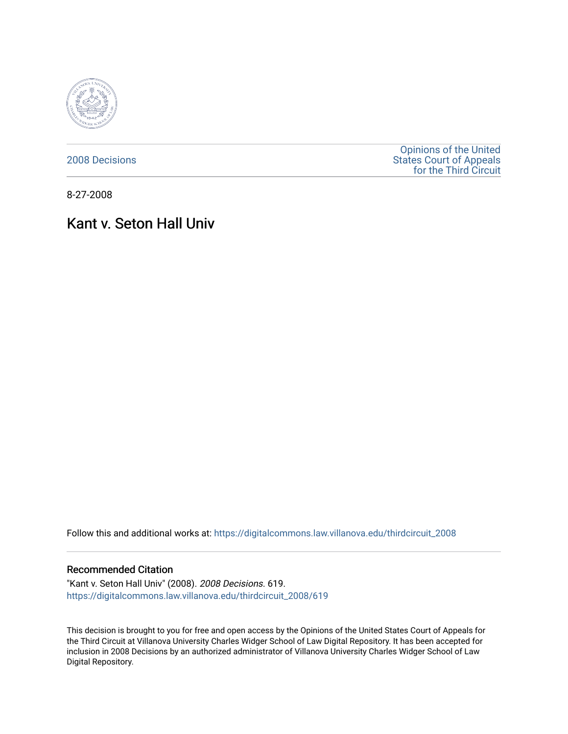2008 Decisions

Opinions of the United States Court of Appeals for the Third Circuit

8-27-2008

# Kant v. Seton Hall Univ

Follow this and additional works at: https://digitalcommons.law.villanova.edu/thirdcircuit_2008

## Recommended Citation

"Kant v. Seton Hall Univ" (2008). *2008 Decisions*. 619.
https://digitalcommons.law.villanova.edu/thirdcircuit_2008/619

This decision is brought to you for free and open access by the Opinions of the United States Court of Appeals for the Third Circuit at Villanova University Charles Widger School of Law Digital Repository. It has been accepted for inclusion in 2008 Decisions by an authorized administrator of Villanova University Charles Widger School of Law Digital Repository.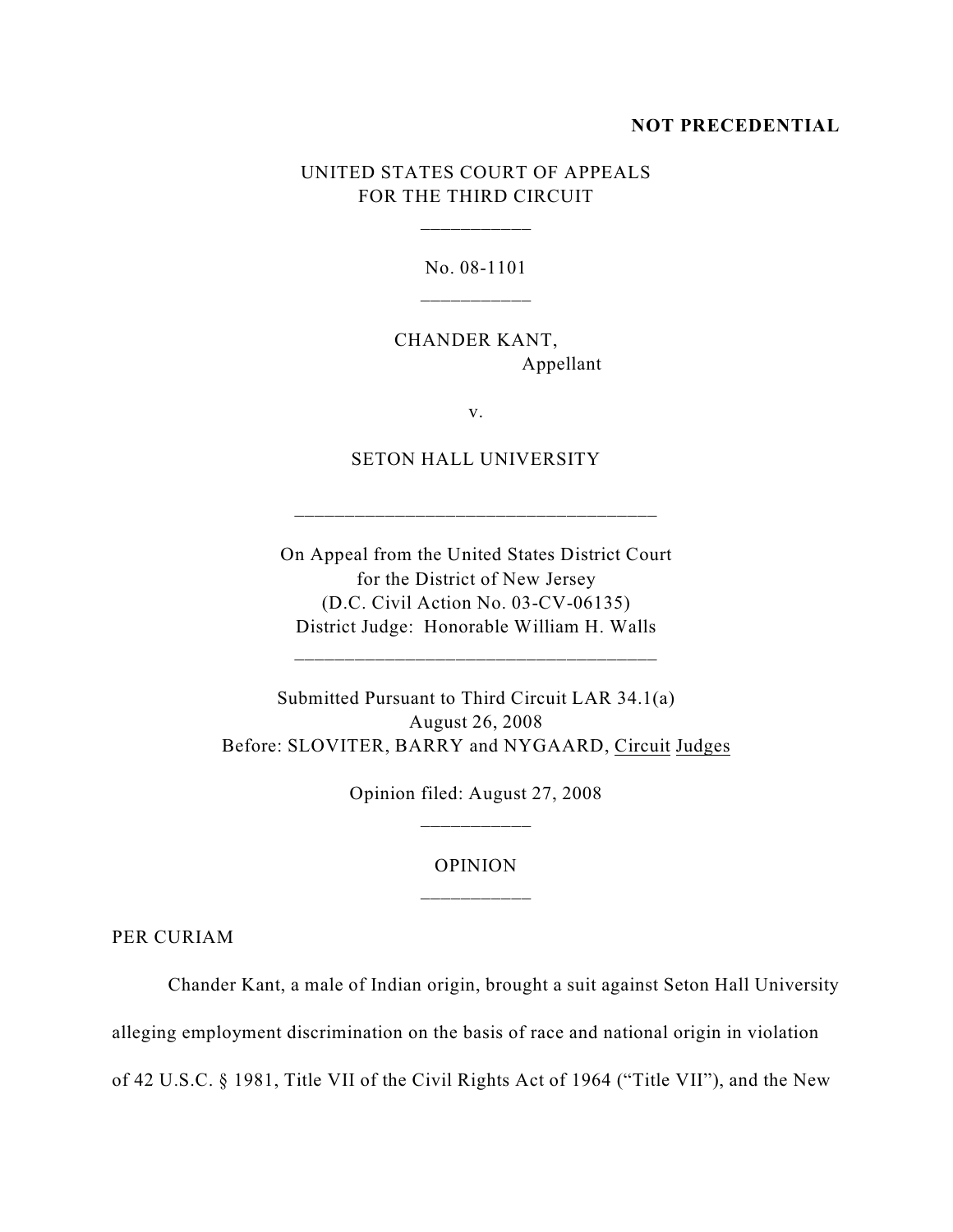**NOT PRECEDENTIAL**

UNITED STATES COURT OF APPEALS
FOR THE THIRD CIRCUIT

___________

No. 08-1101

___________

CHANDER KANT,
Appellant

v.

SETON HALL UNIVERSITY

____________________________________

On Appeal from the United States District Court
for the District of New Jersey
(D.C. Civil Action No. 03-CV-06135)
District Judge: Honorable William H. Walls

____________________________________

Submitted Pursuant to Third Circuit LAR 34.1(a)
August 26, 2008
Before: SLOVITER, BARRY and NYGAARD, Circuit Judges

Opinion filed: August 27, 2008

___________

OPINION

___________

PER CURIAM

Chander Kant, a male of Indian origin, brought a suit against Seton Hall University alleging employment discrimination on the basis of race and national origin in violation of 42 U.S.C. § 1981, Title VII of the Civil Rights Act of 1964 ("Title VII"), and the New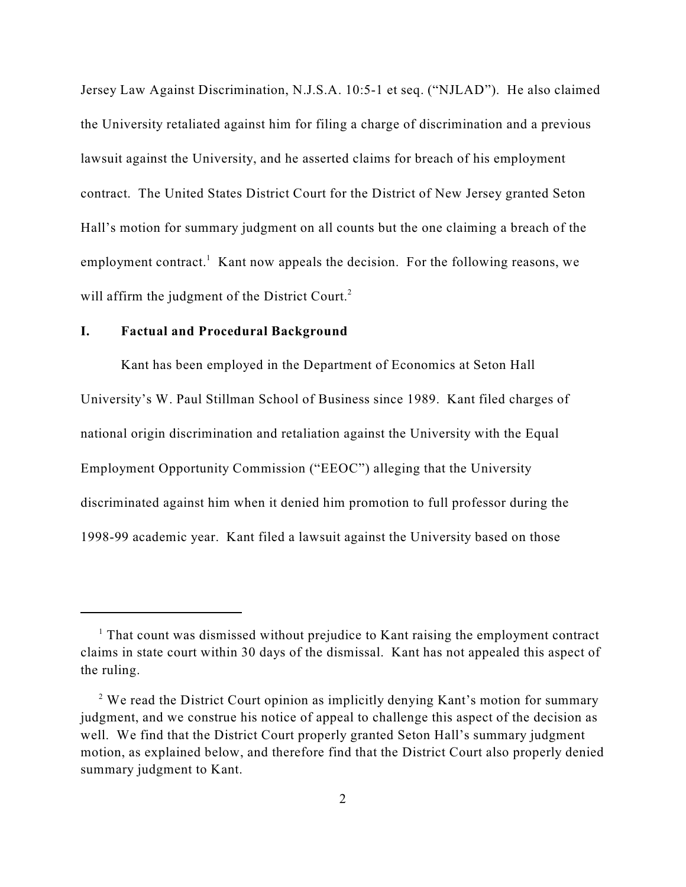Jersey Law Against Discrimination, N.J.S.A. 10:5-1 et seq. ("NJLAD"). He also claimed the University retaliated against him for filing a charge of discrimination and a previous lawsuit against the University, and he asserted claims for breach of his employment contract. The United States District Court for the District of New Jersey granted Seton Hall's motion for summary judgment on all counts but the one claiming a breach of the employment contract.[1] Kant now appeals the decision. For the following reasons, we will affirm the judgment of the District Court.[2]

## I. Factual and Procedural Background

Kant has been employed in the Department of Economics at Seton Hall University's W. Paul Stillman School of Business since 1989. Kant filed charges of national origin discrimination and retaliation against the University with the Equal Employment Opportunity Commission ("EEOC") alleging that the University discriminated against him when it denied him promotion to full professor during the 1998-99 academic year. Kant filed a lawsuit against the University based on those

---

[1] That count was dismissed without prejudice to Kant raising the employment contract claims in state court within 30 days of the dismissal. Kant has not appealed this aspect of the ruling.

[2] We read the District Court opinion as implicitly denying Kant's motion for summary judgment, and we construe his notice of appeal to challenge this aspect of the decision as well. We find that the District Court properly granted Seton Hall's summary judgment motion, as explained below, and therefore find that the District Court also properly denied summary judgment to Kant.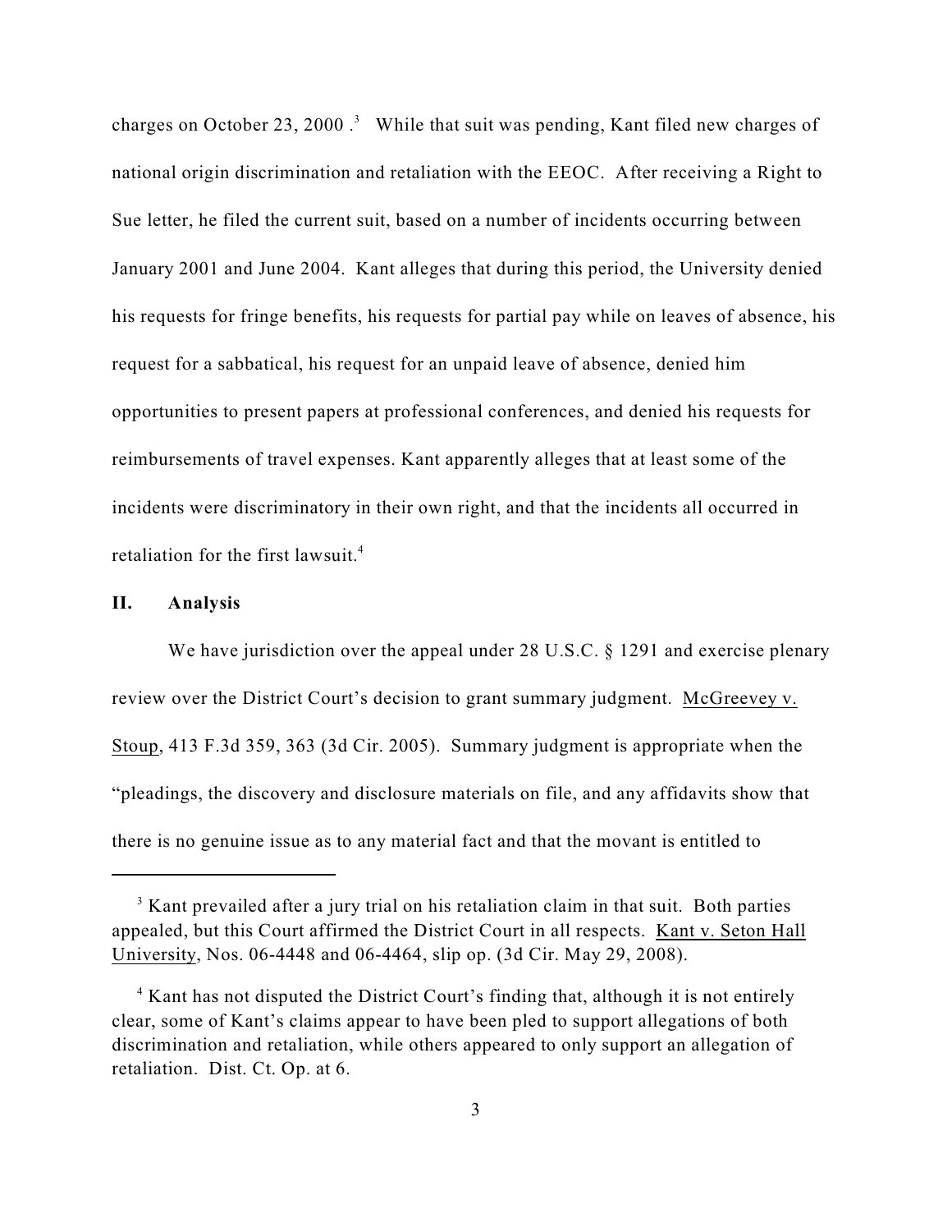charges on October 23, 2000 .[3] While that suit was pending, Kant filed new charges of national origin discrimination and retaliation with the EEOC. After receiving a Right to Sue letter, he filed the current suit, based on a number of incidents occurring between January 2001 and June 2004. Kant alleges that during this period, the University denied his requests for fringe benefits, his requests for partial pay while on leaves of absence, his request for a sabbatical, his request for an unpaid leave of absence, denied him opportunities to present papers at professional conferences, and denied his requests for reimbursements of travel expenses. Kant apparently alleges that at least some of the incidents were discriminatory in their own right, and that the incidents all occurred in retaliation for the first lawsuit.[4]

## II. Analysis

We have jurisdiction over the appeal under 28 U.S.C. § 1291 and exercise plenary review over the District Court's decision to grant summary judgment. McGreevey v. Stoup, 413 F.3d 359, 363 (3d Cir. 2005). Summary judgment is appropriate when the "pleadings, the discovery and disclosure materials on file, and any affidavits show that there is no genuine issue as to any material fact and that the movant is entitled to

---

[3] Kant prevailed after a jury trial on his retaliation claim in that suit. Both parties appealed, but this Court affirmed the District Court in all respects. Kant v. Seton Hall University, Nos. 06-4448 and 06-4464, slip op. (3d Cir. May 29, 2008).

[4] Kant has not disputed the District Court's finding that, although it is not entirely clear, some of Kant's claims appear to have been pled to support allegations of both discrimination and retaliation, while others appeared to only support an allegation of retaliation. Dist. Ct. Op. at 6.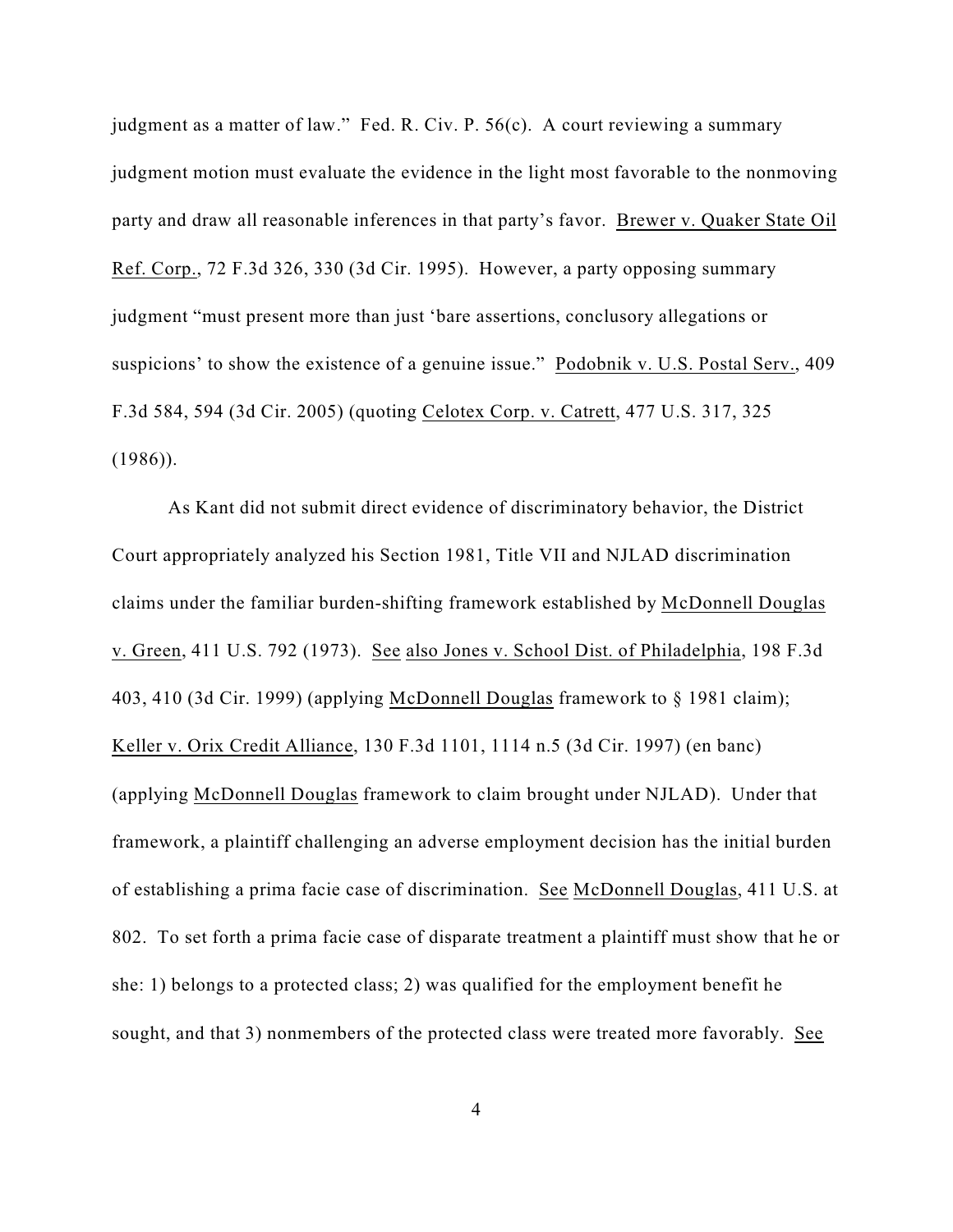judgment as a matter of law." Fed. R. Civ. P. 56(c). A court reviewing a summary judgment motion must evaluate the evidence in the light most favorable to the nonmoving party and draw all reasonable inferences in that party's favor. Brewer v. Quaker State Oil Ref. Corp., 72 F.3d 326, 330 (3d Cir. 1995). However, a party opposing summary judgment "must present more than just 'bare assertions, conclusory allegations or suspicions' to show the existence of a genuine issue." Podobnik v. U.S. Postal Serv., 409 F.3d 584, 594 (3d Cir. 2005) (quoting Celotex Corp. v. Catrett, 477 U.S. 317, 325 (1986)).

As Kant did not submit direct evidence of discriminatory behavior, the District Court appropriately analyzed his Section 1981, Title VII and NJLAD discrimination claims under the familiar burden-shifting framework established by McDonnell Douglas v. Green, 411 U.S. 792 (1973). See also Jones v. School Dist. of Philadelphia, 198 F.3d 403, 410 (3d Cir. 1999) (applying McDonnell Douglas framework to § 1981 claim); Keller v. Orix Credit Alliance, 130 F.3d 1101, 1114 n.5 (3d Cir. 1997) (en banc) (applying McDonnell Douglas framework to claim brought under NJLAD). Under that framework, a plaintiff challenging an adverse employment decision has the initial burden of establishing a prima facie case of discrimination. See McDonnell Douglas, 411 U.S. at 802. To set forth a prima facie case of disparate treatment a plaintiff must show that he or she: 1) belongs to a protected class; 2) was qualified for the employment benefit he sought, and that 3) nonmembers of the protected class were treated more favorably. See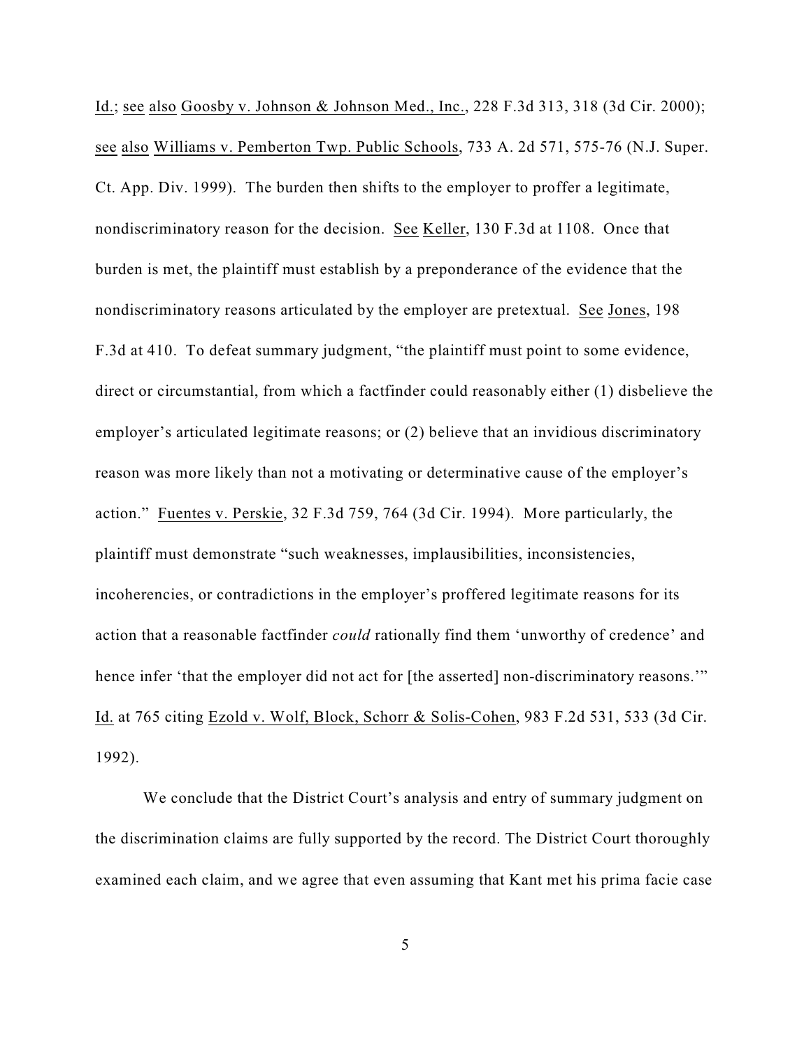Id.; see also Goosby v. Johnson & Johnson Med., Inc., 228 F.3d 313, 318 (3d Cir. 2000); see also Williams v. Pemberton Twp. Public Schools, 733 A. 2d 571, 575-76 (N.J. Super. Ct. App. Div. 1999). The burden then shifts to the employer to proffer a legitimate, nondiscriminatory reason for the decision. See Keller, 130 F.3d at 1108. Once that burden is met, the plaintiff must establish by a preponderance of the evidence that the nondiscriminatory reasons articulated by the employer are pretextual. See Jones, 198 F.3d at 410. To defeat summary judgment, "the plaintiff must point to some evidence, direct or circumstantial, from which a factfinder could reasonably either (1) disbelieve the employer's articulated legitimate reasons; or (2) believe that an invidious discriminatory reason was more likely than not a motivating or determinative cause of the employer's action." Fuentes v. Perskie, 32 F.3d 759, 764 (3d Cir. 1994). More particularly, the plaintiff must demonstrate "such weaknesses, implausibilities, inconsistencies, incoherencies, or contradictions in the employer's proffered legitimate reasons for its action that a reasonable factfinder *could* rationally find them 'unworthy of credence' and hence infer 'that the employer did not act for [the asserted] non-discriminatory reasons.'" Id. at 765 citing Ezold v. Wolf, Block, Schorr & Solis-Cohen, 983 F.2d 531, 533 (3d Cir. 1992).

We conclude that the District Court's analysis and entry of summary judgment on the discrimination claims are fully supported by the record. The District Court thoroughly examined each claim, and we agree that even assuming that Kant met his prima facie case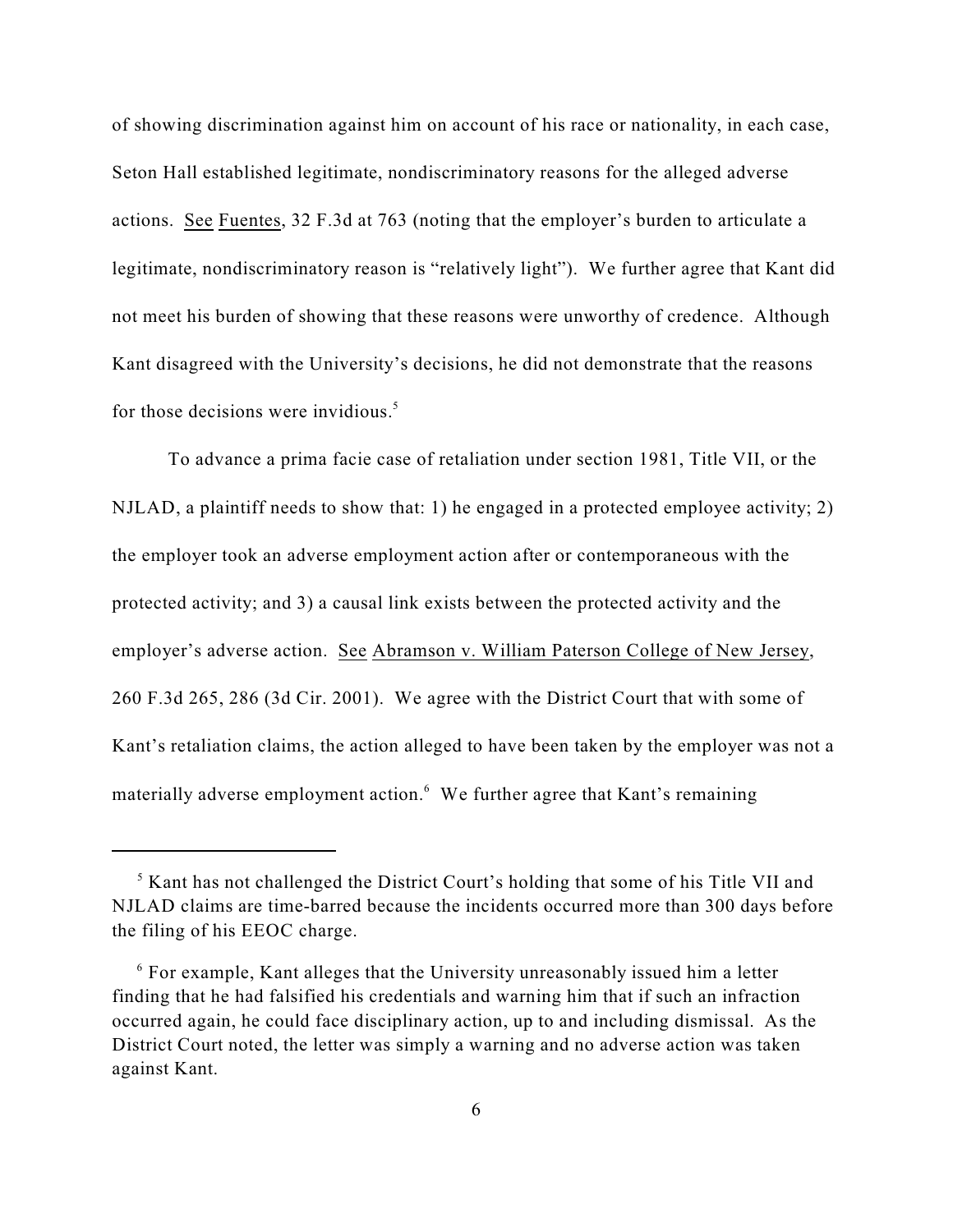of showing discrimination against him on account of his race or nationality, in each case, Seton Hall established legitimate, nondiscriminatory reasons for the alleged adverse actions. See Fuentes, 32 F.3d at 763 (noting that the employer's burden to articulate a legitimate, nondiscriminatory reason is "relatively light"). We further agree that Kant did not meet his burden of showing that these reasons were unworthy of credence. Although Kant disagreed with the University's decisions, he did not demonstrate that the reasons for those decisions were invidious.[5]

To advance a prima facie case of retaliation under section 1981, Title VII, or the NJLAD, a plaintiff needs to show that: 1) he engaged in a protected employee activity; 2) the employer took an adverse employment action after or contemporaneous with the protected activity; and 3) a causal link exists between the protected activity and the employer's adverse action. See Abramson v. William Paterson College of New Jersey, 260 F.3d 265, 286 (3d Cir. 2001). We agree with the District Court that with some of Kant's retaliation claims, the action alleged to have been taken by the employer was not a materially adverse employment action.[6] We further agree that Kant's remaining

---

[5] Kant has not challenged the District Court's holding that some of his Title VII and NJLAD claims are time-barred because the incidents occurred more than 300 days before the filing of his EEOC charge.

[6] For example, Kant alleges that the University unreasonably issued him a letter finding that he had falsified his credentials and warning him that if such an infraction occurred again, he could face disciplinary action, up to and including dismissal. As the District Court noted, the letter was simply a warning and no adverse action was taken against Kant.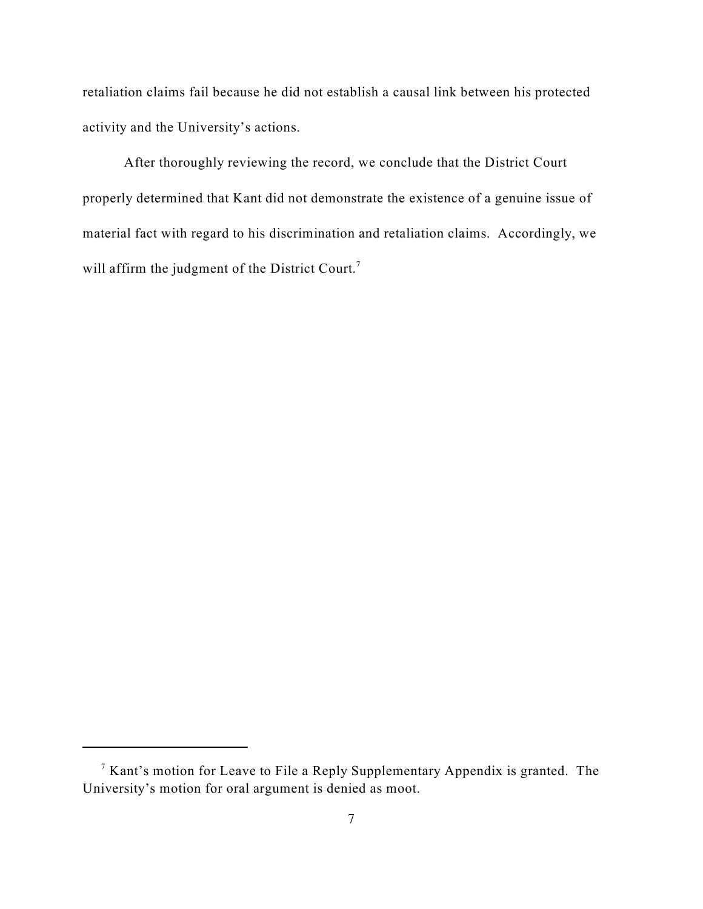retaliation claims fail because he did not establish a causal link between his protected activity and the University's actions.

After thoroughly reviewing the record, we conclude that the District Court properly determined that Kant did not demonstrate the existence of a genuine issue of material fact with regard to his discrimination and retaliation claims. Accordingly, we will affirm the judgment of the District Court.[7]

---

[7] Kant's motion for Leave to File a Reply Supplementary Appendix is granted. The University's motion for oral argument is denied as moot.